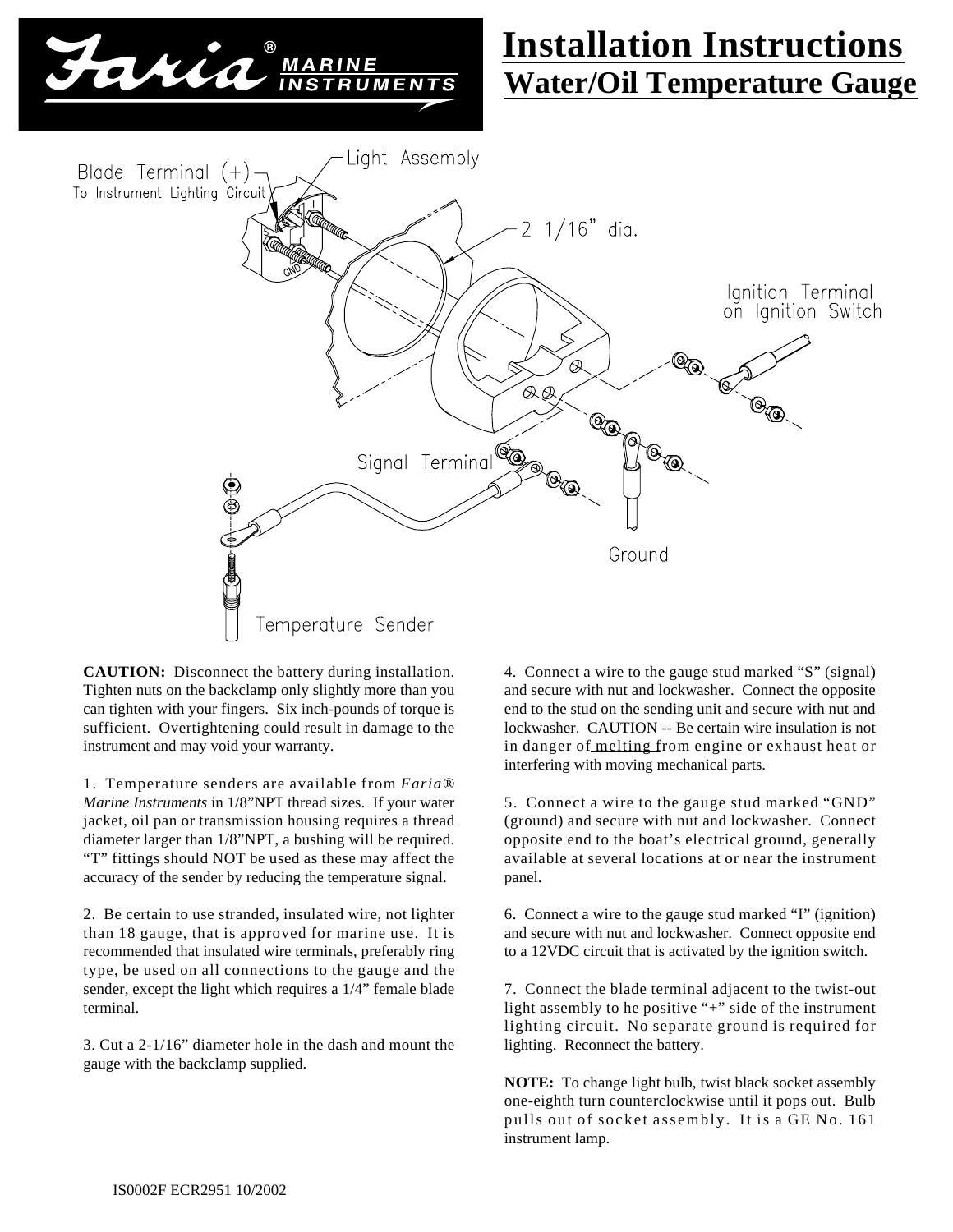# Installation Instructions

## Water/Oil Temperature Gauge

Blade Terminal (+)
To Instrument Lighting Circuit

Light Assembly

GND

2 1/16" dia.

Ignition Terminal
on Ignition Switch

Signal Terminal

Ground

Temperature Sender

**CAUTION:** Disconnect the battery during installation. Tighten nuts on the backclamp only slightly more than you can tighten with your fingers. Six inch-pounds of torque is sufficient. Overtightening could result in damage to the instrument and may void your warranty.

1. Temperature senders are available from *Faria® Marine Instruments* in 1/8"NPT thread sizes. If your water jacket, oil pan or transmission housing requires a thread diameter larger than 1/8"NPT, a bushing will be required. "T" fittings should NOT be used as these may affect the accuracy of the sender by reducing the temperature signal.

2. Be certain to use stranded, insulated wire, not lighter than 18 gauge, that is approved for marine use. It is recommended that insulated wire terminals, preferably ring type, be used on all connections to the gauge and the sender, except the light which requires a 1/4" female blade terminal.

3. Cut a 2-1/16" diameter hole in the dash and mount the gauge with the backclamp supplied.

4. Connect a wire to the gauge stud marked "S" (signal) and secure with nut and lockwasher. Connect the opposite end to the stud on the sending unit and secure with nut and lockwasher. CAUTION -- Be certain wire insulation is not in danger of melting from engine or exhaust heat or interfering with moving mechanical parts.

5. Connect a wire to the gauge stud marked "GND" (ground) and secure with nut and lockwasher. Connect opposite end to the boat's electrical ground, generally available at several locations at or near the instrument panel.

6. Connect a wire to the gauge stud marked "I" (ignition) and secure with nut and lockwasher. Connect opposite end to a 12VDC circuit that is activated by the ignition switch.

7. Connect the blade terminal adjacent to the twist-out light assembly to he positive "+" side of the instrument lighting circuit. No separate ground is required for lighting. Reconnect the battery.

**NOTE:** To change light bulb, twist black socket assembly one-eighth turn counterclockwise until it pops out. Bulb pulls out of socket assembly. It is a GE No. 161 instrument lamp.

IS0002F ECR2951 10/2002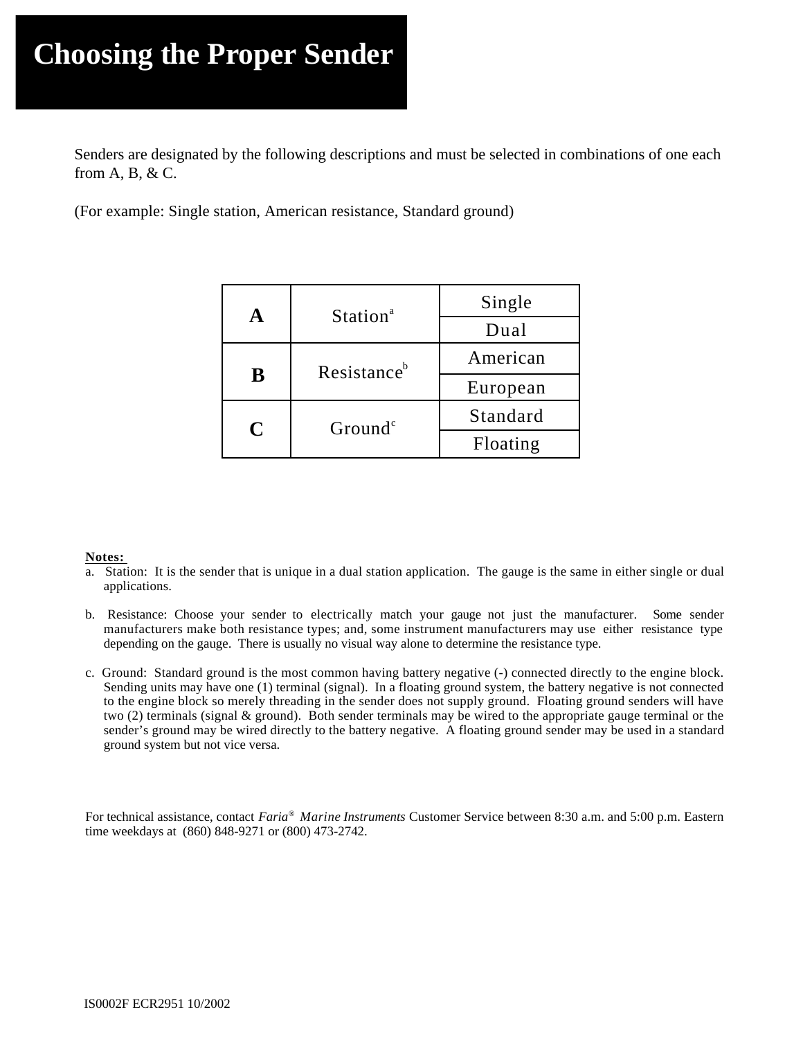# Choosing the Proper Sender

Senders are designated by the following descriptions and must be selected in combinations of one each from A, B, & C.

(For example: Single station, American resistance, Standard ground)

| | | |
|---|---|---|
| **A** | Station[a] | Single |
| | | Dual |
| **B** | Resistance[b] | American |
| | | European |
| **C** | Ground[c] | Standard |
| | | Floating |

**Notes:**

a. Station: It is the sender that is unique in a dual station application. The gauge is the same in either single or dual applications.

b. Resistance: Choose your sender to electrically match your gauge not just the manufacturer. Some sender manufacturers make both resistance types; and, some instrument manufacturers may use either resistance type depending on the gauge. There is usually no visual way alone to determine the resistance type.

c. Ground: Standard ground is the most common having battery negative (-) connected directly to the engine block. Sending units may have one (1) terminal (signal). In a floating ground system, the battery negative is not connected to the engine block so merely threading in the sender does not supply ground. Floating ground senders will have two (2) terminals (signal & ground). Both sender terminals may be wired to the appropriate gauge terminal or the sender's ground may be wired directly to the battery negative. A floating ground sender may be used in a standard ground system but not vice versa.

For technical assistance, contact *Faria® Marine Instruments* Customer Service between 8:30 a.m. and 5:00 p.m. Eastern time weekdays at (860) 848-9271 or (800) 473-2742.

IS0002F ECR2951 10/2002